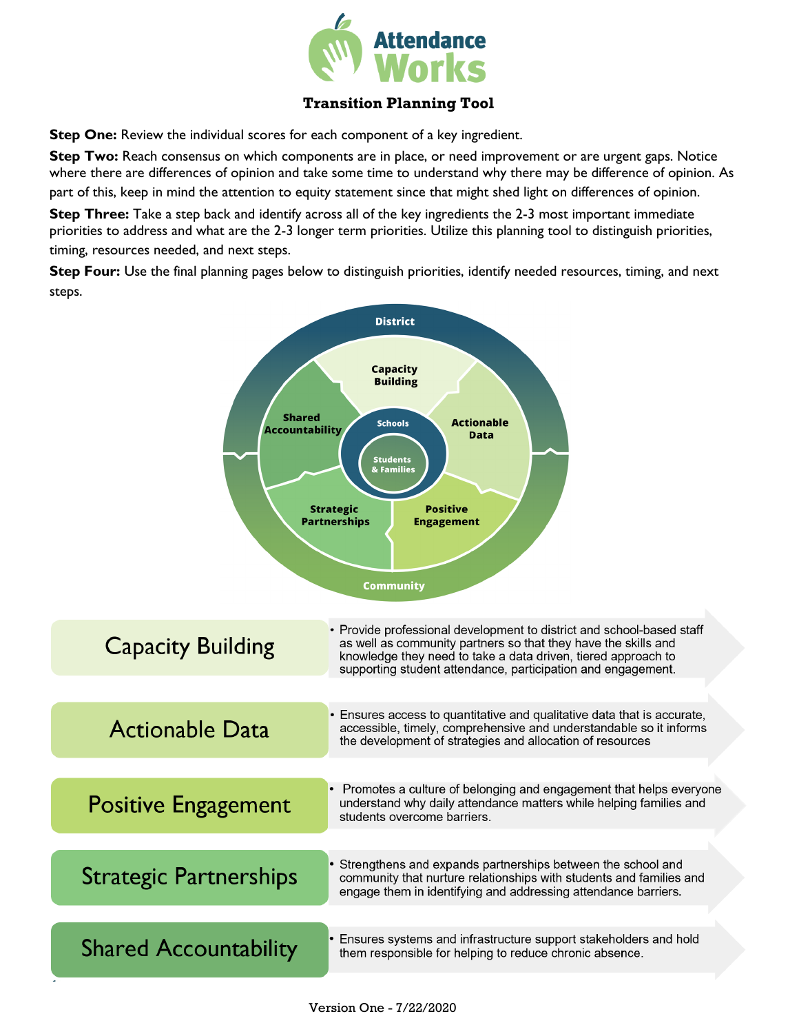# Attendance Works

## Transition Planning Tool

**Step One:** Review the individual scores for each component of a key ingredient.

**Step Two:** Reach consensus on which components are in place, or need improvement or are urgent gaps. Notice where there are differences of opinion and take some time to understand why there may be difference of opinion. As part of this, keep in mind the attention to equity statement since that might shed light on differences of opinion.

**Step Three:** Take a step back and identify across all of the key ingredients the 2-3 most important immediate priorities to address and what are the 2-3 longer term priorities. Utilize this planning tool to distinguish priorities, timing, resources needed, and next steps.

**Step Four:** Use the final planning pages below to distinguish priorities, identify needed resources, timing, and next steps.

District

Capacity Building

Actionable Data

Positive Engagement

Strategic Partnerships

Shared Accountability

Schools

Students & Families

Community

| | |
|---|---|
| Capacity Building | • Provide professional development to district and school-based staff as well as community partners so that they have the skills and knowledge they need to take a data driven, tiered approach to supporting student attendance, participation and engagement. |
| Actionable Data | • Ensures access to quantitative and qualitative data that is accurate, accessible, timely, comprehensive and understandable so it informs the development of strategies and allocation of resources |
| Positive Engagement | • Promotes a culture of belonging and engagement that helps everyone understand why daily attendance matters while helping families and students overcome barriers. |
| Strategic Partnerships | • Strengthens and expands partnerships between the school and community that nurture relationships with students and families and engage them in identifying and addressing attendance barriers. |
| Shared Accountability | • Ensures systems and infrastructure support stakeholders and hold them responsible for helping to reduce chronic absence. |

Version One - 7/22/2020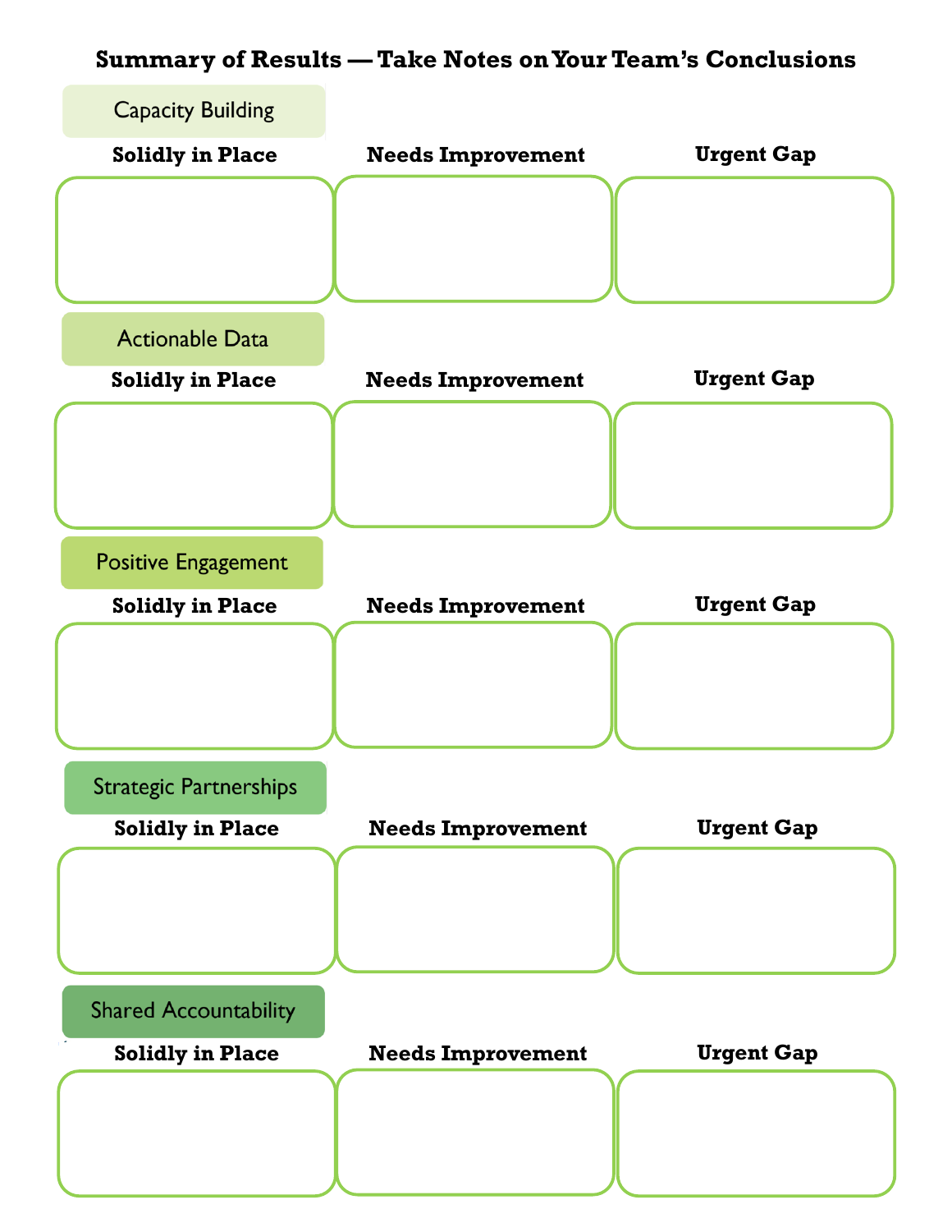# Summary of Results — Take Notes on Your Team's Conclusions

## Capacity Building

| Solidly in Place | Needs Improvement | Urgent Gap |
| --- | --- | --- |
| | | |

## Actionable Data

| Solidly in Place | Needs Improvement | Urgent Gap |
| --- | --- | --- |
| | | |

## Positive Engagement

| Solidly in Place | Needs Improvement | Urgent Gap |
| --- | --- | --- |
| | | |

## Strategic Partnerships

| Solidly in Place | Needs Improvement | Urgent Gap |
| --- | --- | --- |
| | | |

## Shared Accountability

| Solidly in Place | Needs Improvement | Urgent Gap |
| --- | --- | --- |
| | | |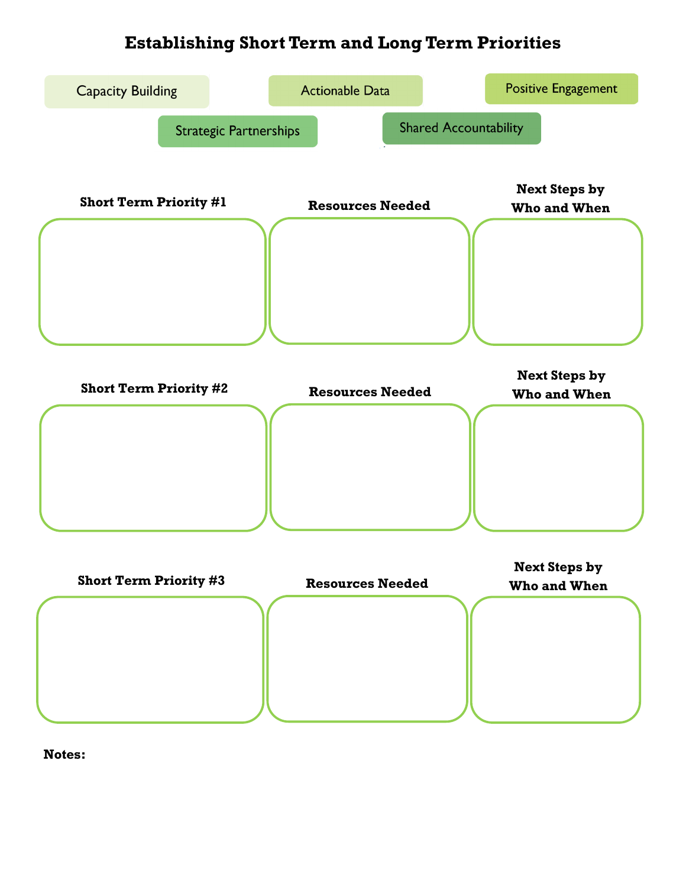# Establishing Short Term and Long Term Priorities

Capacity Building | Actionable Data | Positive Engagement | Strategic Partnerships | Shared Accountability

| Short Term Priority #1 | Resources Needed | Next Steps by Who and When |
|---|---|---|
| | | |

| Short Term Priority #2 | Resources Needed | Next Steps by Who and When |
|---|---|---|
| | | |

| Short Term Priority #3 | Resources Needed | Next Steps by Who and When |
|---|---|---|
| | | |

**Notes:**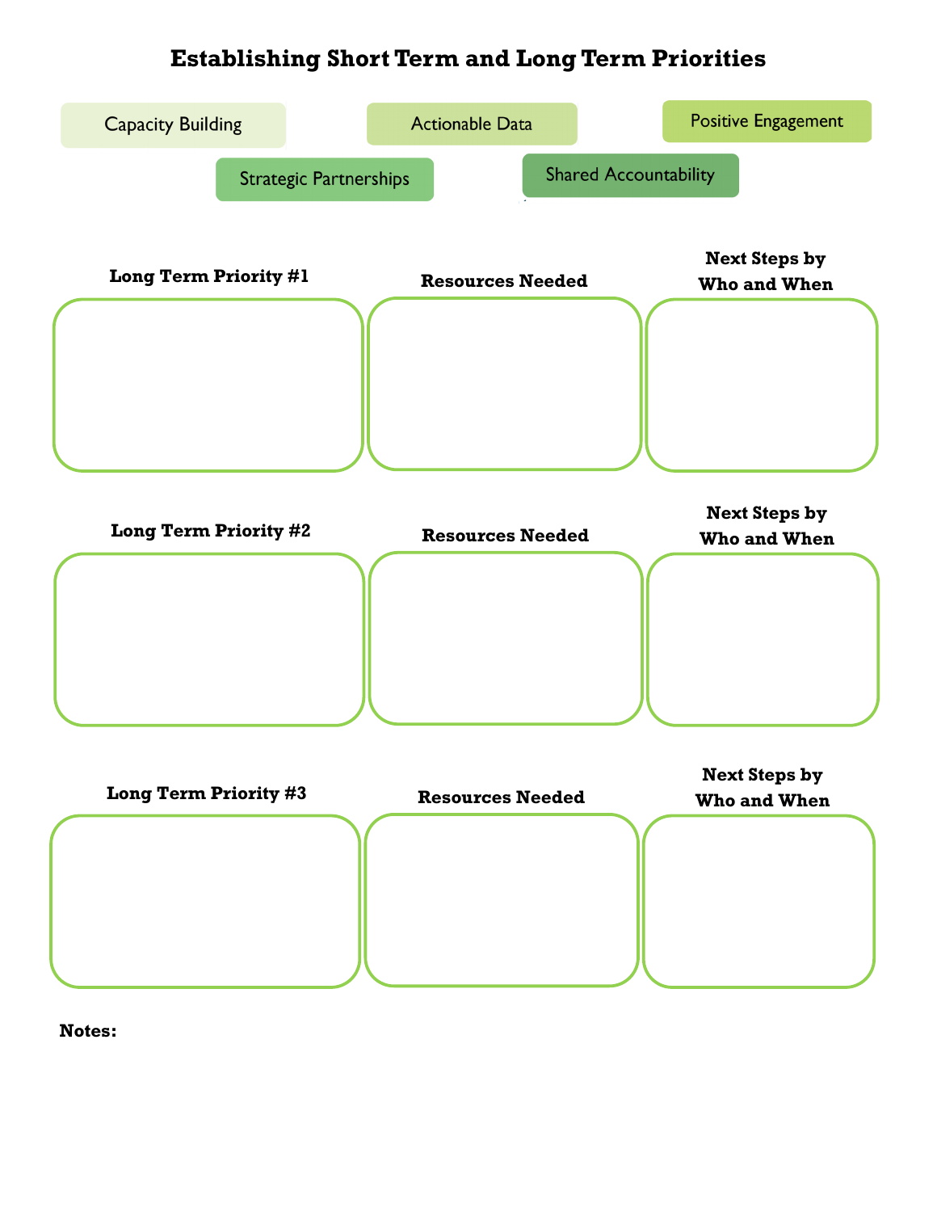# Establishing Short Term and Long Term Priorities

Capacity Building

Actionable Data

Positive Engagement

Strategic Partnerships

Shared Accountability

| Long Term Priority #1 | Resources Needed | Next Steps by Who and When |
| --- | --- | --- |
| | | |

| Long Term Priority #2 | Resources Needed | Next Steps by Who and When |
| --- | --- | --- |
| | | |

| Long Term Priority #3 | Resources Needed | Next Steps by Who and When |
| --- | --- | --- |
| | | |

**Notes:**